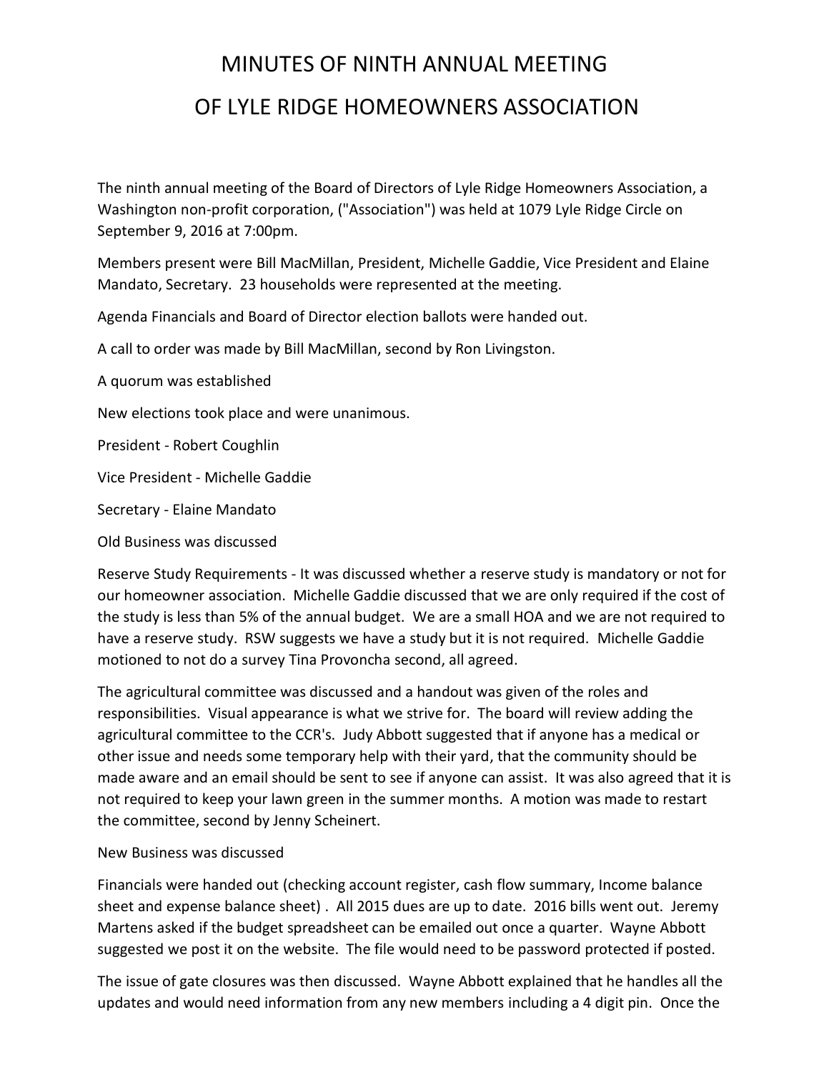# MINUTES OF NINTH ANNUAL MEETING
# OF LYLE RIDGE HOMEOWNERS ASSOCIATION

The ninth annual meeting of the Board of Directors of Lyle Ridge Homeowners Association, a Washington non-profit corporation, ("Association") was held at 1079 Lyle Ridge Circle on September 9, 2016 at 7:00pm.

Members present were Bill MacMillan, President, Michelle Gaddie, Vice President and Elaine Mandato, Secretary. 23 households were represented at the meeting.

Agenda Financials and Board of Director election ballots were handed out.

A call to order was made by Bill MacMillan, second by Ron Livingston.

A quorum was established

New elections took place and were unanimous.

President - Robert Coughlin

Vice President - Michelle Gaddie

Secretary - Elaine Mandato

Old Business was discussed

Reserve Study Requirements - It was discussed whether a reserve study is mandatory or not for our homeowner association. Michelle Gaddie discussed that we are only required if the cost of the study is less than 5% of the annual budget. We are a small HOA and we are not required to have a reserve study. RSW suggests we have a study but it is not required. Michelle Gaddie motioned to not do a survey Tina Provoncha second, all agreed.

The agricultural committee was discussed and a handout was given of the roles and responsibilities. Visual appearance is what we strive for. The board will review adding the agricultural committee to the CCR's. Judy Abbott suggested that if anyone has a medical or other issue and needs some temporary help with their yard, that the community should be made aware and an email should be sent to see if anyone can assist. It was also agreed that it is not required to keep your lawn green in the summer months. A motion was made to restart the committee, second by Jenny Scheinert.

New Business was discussed

Financials were handed out (checking account register, cash flow summary, Income balance sheet and expense balance sheet) . All 2015 dues are up to date. 2016 bills went out. Jeremy Martens asked if the budget spreadsheet can be emailed out once a quarter. Wayne Abbott suggested we post it on the website. The file would need to be password protected if posted.

The issue of gate closures was then discussed. Wayne Abbott explained that he handles all the updates and would need information from any new members including a 4 digit pin. Once the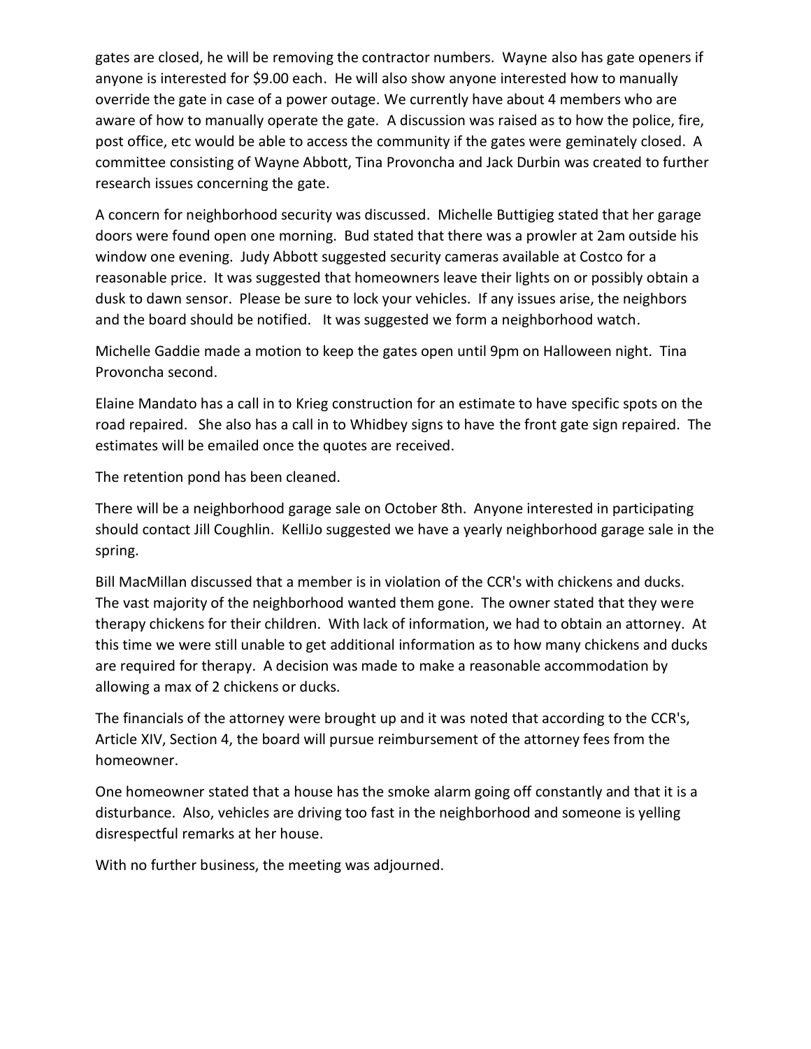gates are closed, he will be removing the contractor numbers. Wayne also has gate openers if anyone is interested for $9.00 each. He will also show anyone interested how to manually override the gate in case of a power outage. We currently have about 4 members who are aware of how to manually operate the gate. A discussion was raised as to how the police, fire, post office, etc would be able to access the community if the gates were geminately closed. A committee consisting of Wayne Abbott, Tina Provoncha and Jack Durbin was created to further research issues concerning the gate.

A concern for neighborhood security was discussed. Michelle Buttigieg stated that her garage doors were found open one morning. Bud stated that there was a prowler at 2am outside his window one evening. Judy Abbott suggested security cameras available at Costco for a reasonable price. It was suggested that homeowners leave their lights on or possibly obtain a dusk to dawn sensor. Please be sure to lock your vehicles. If any issues arise, the neighbors and the board should be notified. It was suggested we form a neighborhood watch.

Michelle Gaddie made a motion to keep the gates open until 9pm on Halloween night. Tina Provoncha second.

Elaine Mandato has a call in to Krieg construction for an estimate to have specific spots on the road repaired. She also has a call in to Whidbey signs to have the front gate sign repaired. The estimates will be emailed once the quotes are received.

The retention pond has been cleaned.

There will be a neighborhood garage sale on October 8th. Anyone interested in participating should contact Jill Coughlin. KelliJo suggested we have a yearly neighborhood garage sale in the spring.

Bill MacMillan discussed that a member is in violation of the CCR's with chickens and ducks. The vast majority of the neighborhood wanted them gone. The owner stated that they were therapy chickens for their children. With lack of information, we had to obtain an attorney. At this time we were still unable to get additional information as to how many chickens and ducks are required for therapy. A decision was made to make a reasonable accommodation by allowing a max of 2 chickens or ducks.

The financials of the attorney were brought up and it was noted that according to the CCR's, Article XIV, Section 4, the board will pursue reimbursement of the attorney fees from the homeowner.

One homeowner stated that a house has the smoke alarm going off constantly and that it is a disturbance. Also, vehicles are driving too fast in the neighborhood and someone is yelling disrespectful remarks at her house.

With no further business, the meeting was adjourned.